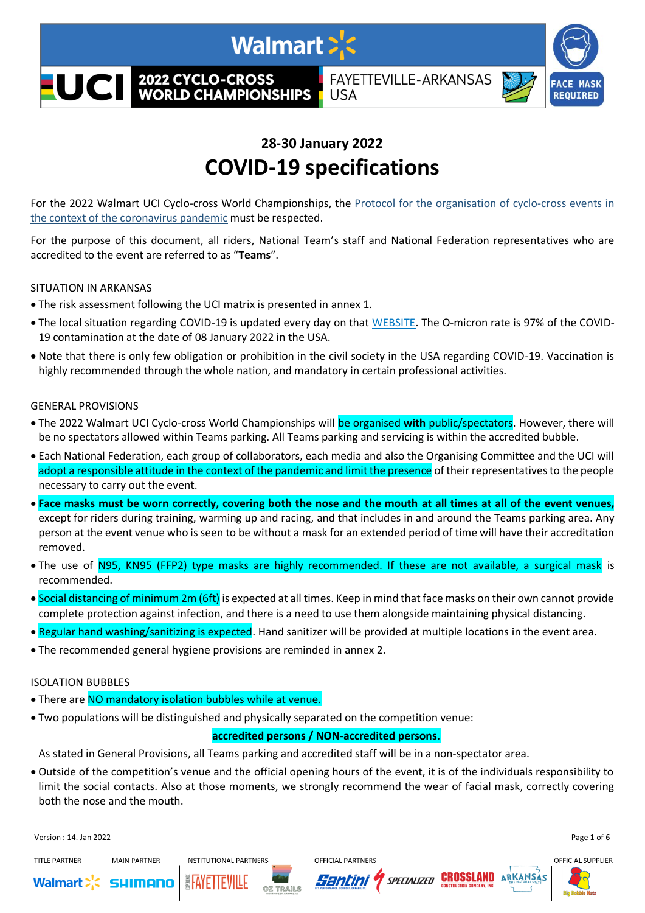Walmart

2022 CYCLO-CROSS WORLD CHAMPIONSHIPS

FAYETTEVILLE-ARKANSAS USA

FACE MASK REQUIRED

## 28-30 January 2022

# COVID-19 specifications

For the 2022 Walmart UCI Cyclo-cross World Championships, the Protocol for the organisation of cyclo-cross events in the context of the coronavirus pandemic must be respected.

For the purpose of this document, all riders, National Team's staff and National Federation representatives who are accredited to the event are referred to as "**Teams**".

### SITUATION IN ARKANSAS

- The risk assessment following the UCI matrix is presented in annex 1.
- The local situation regarding COVID-19 is updated every day on that WEBSITE. The O-micron rate is 97% of the COVID-19 contamination at the date of 08 January 2022 in the USA.
- Note that there is only few obligation or prohibition in the civil society in the USA regarding COVID-19. Vaccination is highly recommended through the whole nation, and mandatory in certain professional activities.

### GENERAL PROVISIONS

- The 2022 Walmart UCI Cyclo-cross World Championships will be organised **with** public/spectators. However, there will be no spectators allowed within Teams parking. All Teams parking and servicing is within the accredited bubble.
- Each National Federation, each group of collaborators, each media and also the Organising Committee and the UCI will adopt a responsible attitude in the context of the pandemic and limit the presence of their representatives to the people necessary to carry out the event.
- **Face masks must be worn correctly, covering both the nose and the mouth at all times at all of the event venues,** except for riders during training, warming up and racing, and that includes in and around the Teams parking area. Any person at the event venue who is seen to be without a mask for an extended period of time will have their accreditation removed.
- The use of N95, KN95 (FFP2) type masks are highly recommended. If these are not available, a surgical mask is recommended.
- Social distancing of minimum 2m (6ft) is expected at all times. Keep in mind that face masks on their own cannot provide complete protection against infection, and there is a need to use them alongside maintaining physical distancing.
- Regular hand washing/sanitizing is expected. Hand sanitizer will be provided at multiple locations in the event area.
- The recommended general hygiene provisions are reminded in annex 2.

### ISOLATION BUBBLES

- There are NO mandatory isolation bubbles while at venue.
- Two populations will be distinguished and physically separated on the competition venue:

  **accredited persons / NON-accredited persons.**

  As stated in General Provisions, all Teams parking and accredited staff will be in a non-spectator area.
- Outside of the competition's venue and the official opening hours of the event, it is of the individuals responsibility to limit the social contacts. Also at those moments, we strongly recommend the wear of facial mask, correctly covering both the nose and the mouth.

Version : 14. Jan 2022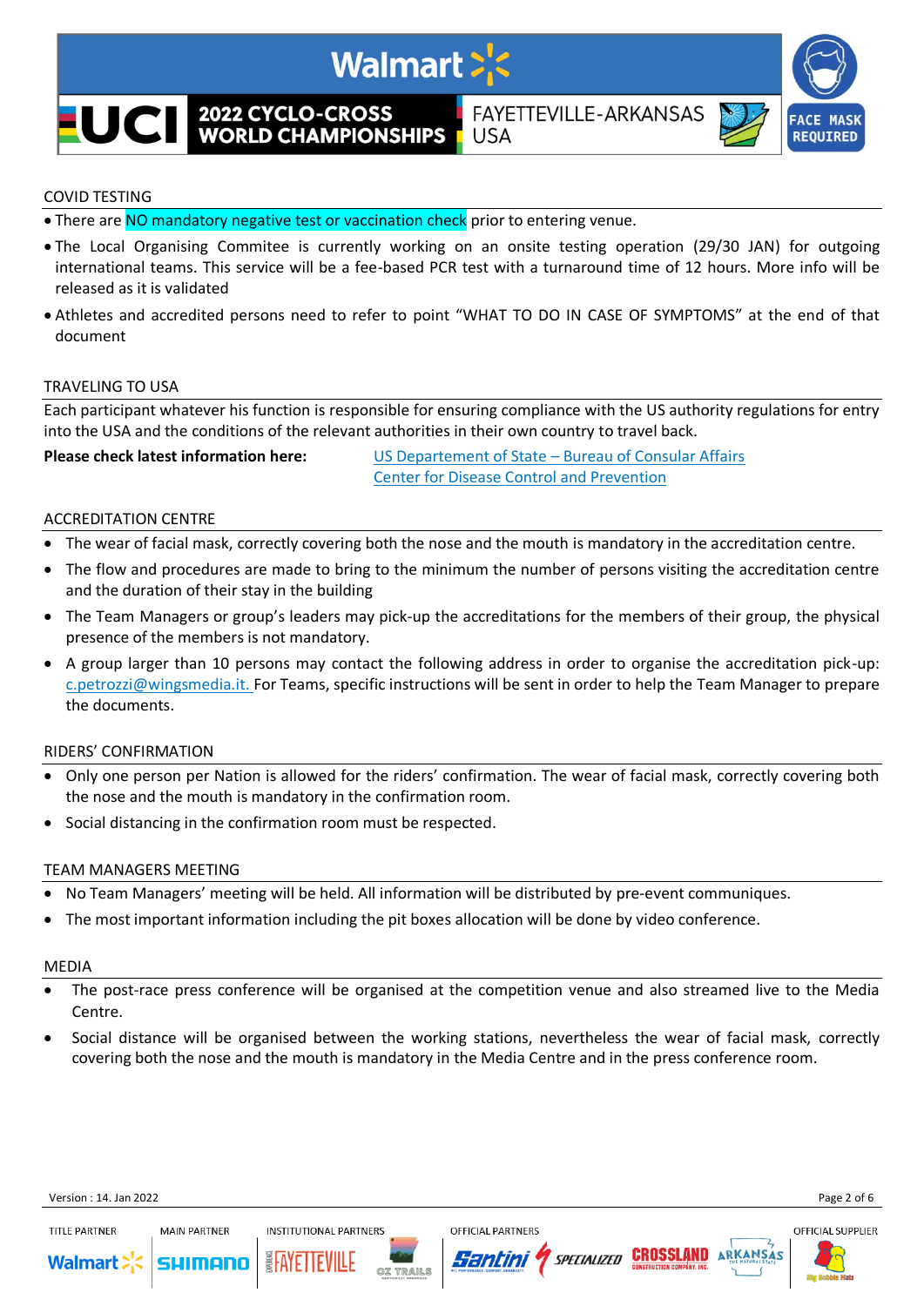## COVID TESTING

- There are NO mandatory negative test or vaccination check prior to entering venue.
- The Local Organising Commitee is currently working on an onsite testing operation (29/30 JAN) for outgoing international teams. This service will be a fee-based PCR test with a turnaround time of 12 hours. More info will be released as it is validated
- Athletes and accredited persons need to refer to point "WHAT TO DO IN CASE OF SYMPTOMS" at the end of that document

## TRAVELING TO USA

Each participant whatever his function is responsible for ensuring compliance with the US authority regulations for entry into the USA and the conditions of the relevant authorities in their own country to travel back.

**Please check latest information here:** US Departement of State – Bureau of Consular Affairs
Center for Disease Control and Prevention

## ACCREDITATION CENTRE

- The wear of facial mask, correctly covering both the nose and the mouth is mandatory in the accreditation centre.
- The flow and procedures are made to bring to the minimum the number of persons visiting the accreditation centre and the duration of their stay in the building
- The Team Managers or group's leaders may pick-up the accreditations for the members of their group, the physical presence of the members is not mandatory.
- A group larger than 10 persons may contact the following address in order to organise the accreditation pick-up: c.petrozzi@wingsmedia.it. For Teams, specific instructions will be sent in order to help the Team Manager to prepare the documents.

## RIDERS' CONFIRMATION

- Only one person per Nation is allowed for the riders' confirmation. The wear of facial mask, correctly covering both the nose and the mouth is mandatory in the confirmation room.
- Social distancing in the confirmation room must be respected.

## TEAM MANAGERS MEETING

- No Team Managers' meeting will be held. All information will be distributed by pre-event communiques.
- The most important information including the pit boxes allocation will be done by video conference.

## MEDIA

- The post-race press conference will be organised at the competition venue and also streamed live to the Media Centre.
- Social distance will be organised between the working stations, nevertheless the wear of facial mask, correctly covering both the nose and the mouth is mandatory in the Media Centre and in the press conference room.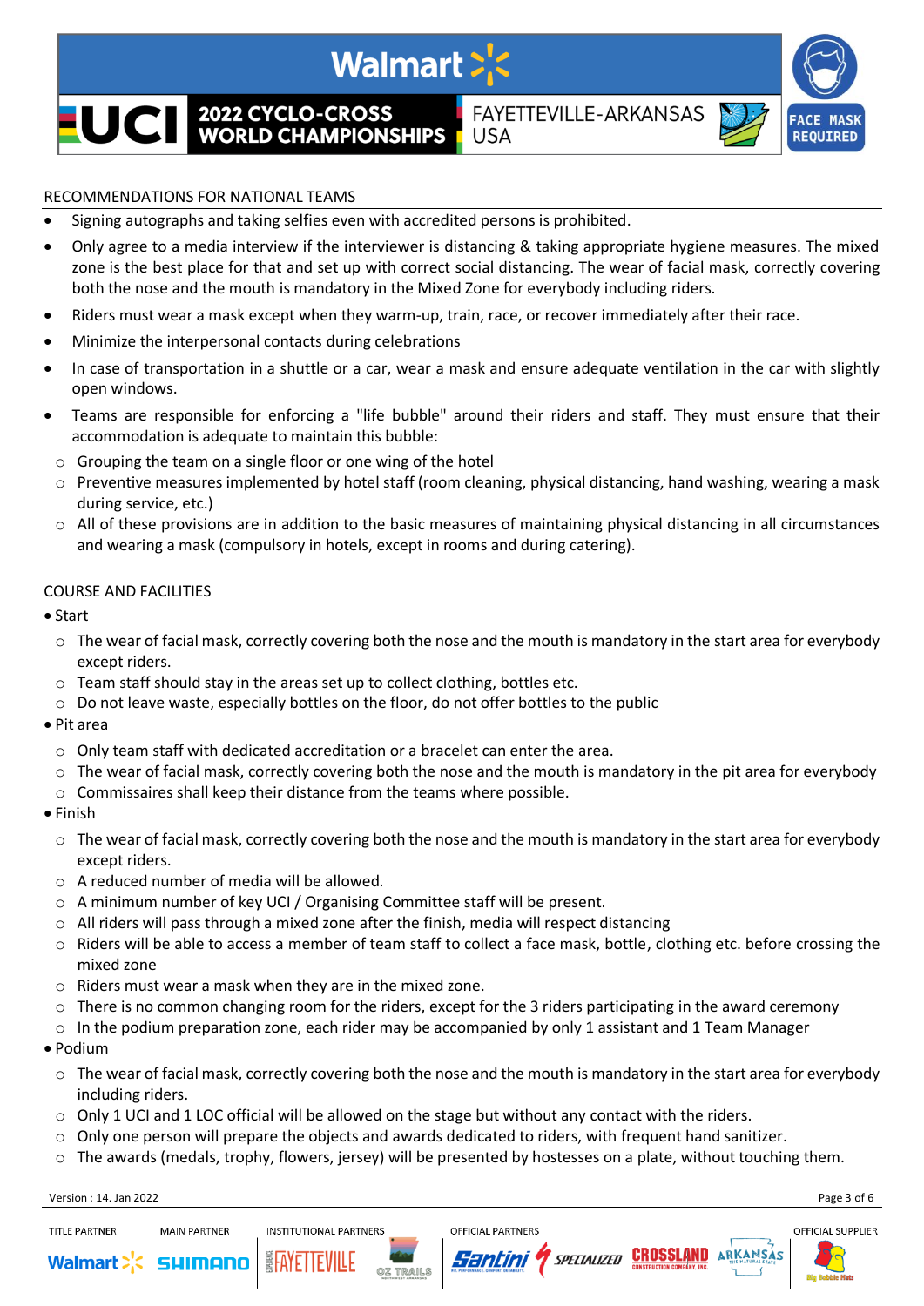## RECOMMENDATIONS FOR NATIONAL TEAMS

- Signing autographs and taking selfies even with accredited persons is prohibited.
- Only agree to a media interview if the interviewer is distancing & taking appropriate hygiene measures. The mixed zone is the best place for that and set up with correct social distancing. The wear of facial mask, correctly covering both the nose and the mouth is mandatory in the Mixed Zone for everybody including riders.
- Riders must wear a mask except when they warm-up, train, race, or recover immediately after their race.
- Minimize the interpersonal contacts during celebrations
- In case of transportation in a shuttle or a car, wear a mask and ensure adequate ventilation in the car with slightly open windows.
- Teams are responsible for enforcing a "life bubble" around their riders and staff. They must ensure that their accommodation is adequate to maintain this bubble:
  - Grouping the team on a single floor or one wing of the hotel
  - Preventive measures implemented by hotel staff (room cleaning, physical distancing, hand washing, wearing a mask during service, etc.)
  - All of these provisions are in addition to the basic measures of maintaining physical distancing in all circumstances and wearing a mask (compulsory in hotels, except in rooms and during catering).

## COURSE AND FACILITIES

- Start
  - The wear of facial mask, correctly covering both the nose and the mouth is mandatory in the start area for everybody except riders.
  - Team staff should stay in the areas set up to collect clothing, bottles etc.
  - Do not leave waste, especially bottles on the floor, do not offer bottles to the public
- Pit area
  - Only team staff with dedicated accreditation or a bracelet can enter the area.
  - The wear of facial mask, correctly covering both the nose and the mouth is mandatory in the pit area for everybody
  - Commissaires shall keep their distance from the teams where possible.
- Finish
  - The wear of facial mask, correctly covering both the nose and the mouth is mandatory in the start area for everybody except riders.
  - A reduced number of media will be allowed.
  - A minimum number of key UCI / Organising Committee staff will be present.
  - All riders will pass through a mixed zone after the finish, media will respect distancing
  - Riders will be able to access a member of team staff to collect a face mask, bottle, clothing etc. before crossing the mixed zone
  - Riders must wear a mask when they are in the mixed zone.
  - There is no common changing room for the riders, except for the 3 riders participating in the award ceremony
  - In the podium preparation zone, each rider may be accompanied by only 1 assistant and 1 Team Manager
- Podium
  - The wear of facial mask, correctly covering both the nose and the mouth is mandatory in the start area for everybody including riders.
  - Only 1 UCI and 1 LOC official will be allowed on the stage but without any contact with the riders.
  - Only one person will prepare the objects and awards dedicated to riders, with frequent hand sanitizer.
  - The awards (medals, trophy, flowers, jersey) will be presented by hostesses on a plate, without touching them.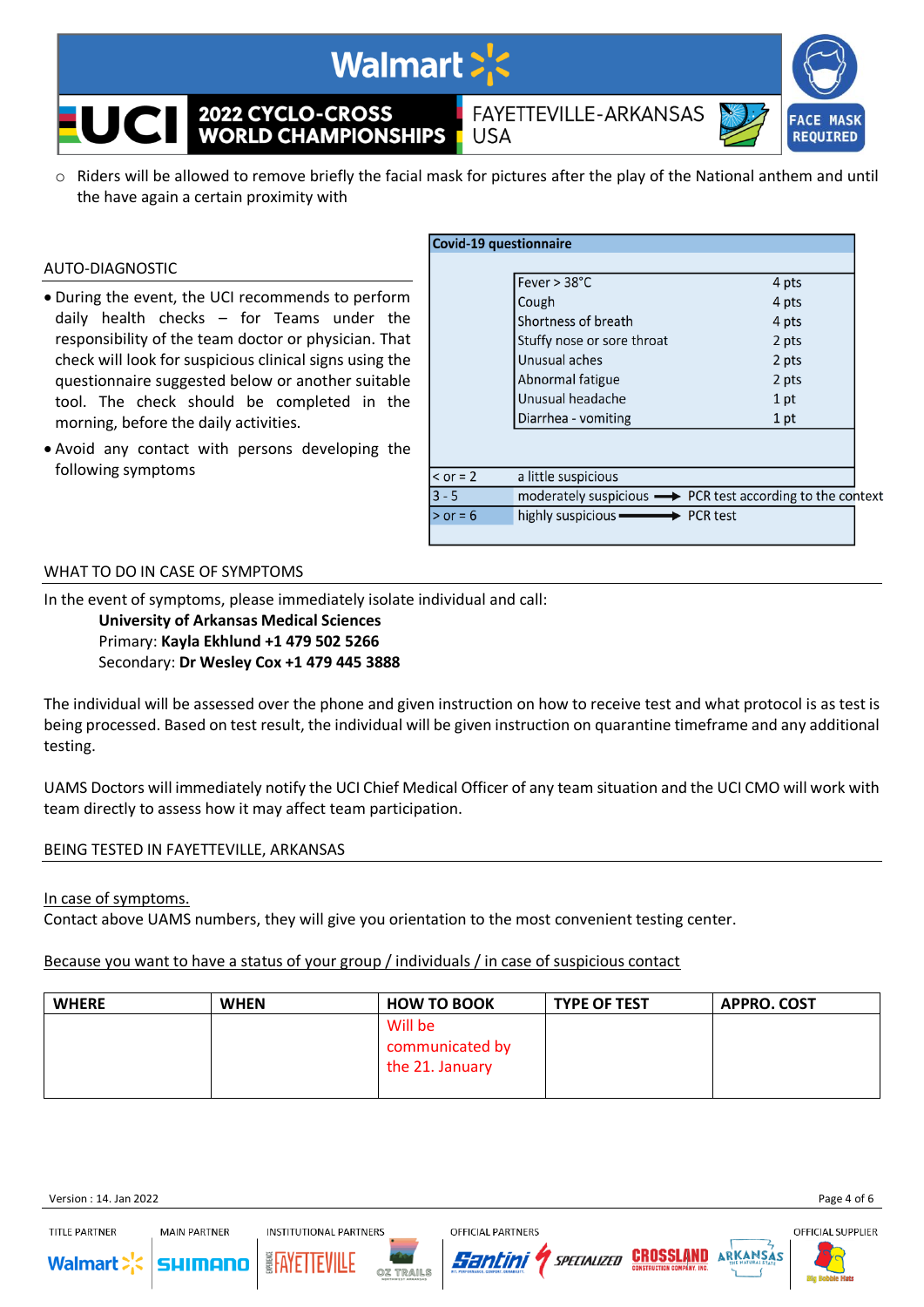- Riders will be allowed to remove briefly the facial mask for pictures after the play of the National anthem and until the have again a certain proximity with

## AUTO-DIAGNOSTIC

- During the event, the UCI recommends to perform daily health checks – for Teams under the responsibility of the team doctor or physician. That check will look for suspicious clinical signs using the questionnaire suggested below or another suitable tool. The check should be completed in the morning, before the daily activities.
- Avoid any contact with persons developing the following symptoms

**Covid-19 questionnaire**

| Symptom | Points |
|---|---|
| Fever > 38°C | 4 pts |
| Cough | 4 pts |
| Shortness of breath | 4 pts |
| Stuffy nose or sore throat | 2 pts |
| Unusual aches | 2 pts |
| Abnormal fatigue | 2 pts |
| Unusual headache | 1 pt |
| Diarrhea - vomiting | 1 pt |

| Score | Assessment |
|---|---|
| < or = 2 | a little suspicious |
| 3 - 5 | moderately suspicious → PCR test according to the context |
| > or = 6 | highly suspicious → PCR test |

## WHAT TO DO IN CASE OF SYMPTOMS

In the event of symptoms, please immediately isolate individual and call:

**University of Arkansas Medical Sciences**
Primary: **Kayla Ekhlund +1 479 502 5266**
Secondary: **Dr Wesley Cox +1 479 445 3888**

The individual will be assessed over the phone and given instruction on how to receive test and what protocol is as test is being processed. Based on test result, the individual will be given instruction on quarantine timeframe and any additional testing.

UAMS Doctors will immediately notify the UCI Chief Medical Officer of any team situation and the UCI CMO will work with team directly to assess how it may affect team participation.

## BEING TESTED IN FAYETTEVILLE, ARKANSAS

In case of symptoms.
Contact above UAMS numbers, they will give you orientation to the most convenient testing center.

Because you want to have a status of your group / individuals / in case of suspicious contact

| WHERE | WHEN | HOW TO BOOK | TYPE OF TEST | APPRO. COST |
|---|---|---|---|---|
| | | Will be communicated by the 21. January | | |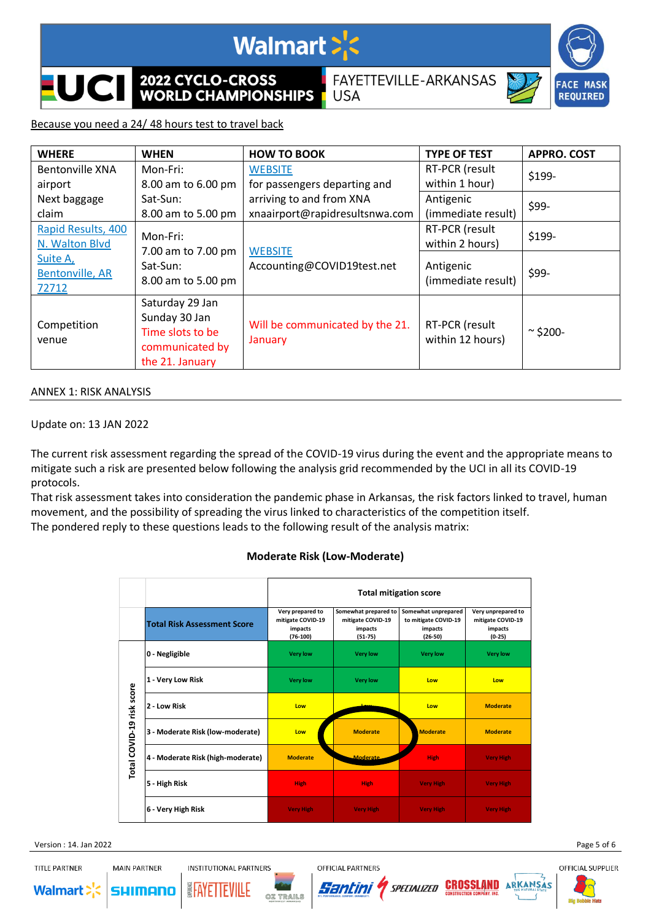Because you need a 24/ 48 hours test to travel back

| WHERE | WHEN | HOW TO BOOK | TYPE OF TEST | APPRO. COST |
|---|---|---|---|---|
| Bentonville XNA airport Next baggage claim | Mon-Fri: 8.00 am to 6.00 pm Sat-Sun: 8.00 am to 5.00 pm | WEBSITE for passengers departing and arriving to and from XNA xnaairport@rapidresultsnwa.com | RT-PCR (result within 1 hour) | $199- |
| | | | Antigenic (immediate result) | $99- |
| Rapid Results, 400 N. Walton Blvd Suite A, Bentonville, AR 72712 | Mon-Fri: 7.00 am to 7.00 pm Sat-Sun: 8.00 am to 5.00 pm | WEBSITE Accounting@COVID19test.net | RT-PCR (result within 2 hours) | $199- |
| | | | Antigenic (immediate result) | $99- |
| Competition venue | Saturday 29 Jan Sunday 30 Jan Time slots to be communicated by the 21. January | Will be communicated by the 21. January | RT-PCR (result within 12 hours) | ~ $200- |

ANNEX 1: RISK ANALYSIS

Update on: 13 JAN 2022

The current risk assessment regarding the spread of the COVID-19 virus during the event and the appropriate means to mitigate such a risk are presented below following the analysis grid recommended by the UCI in all its COVID-19 protocols.
That risk assessment takes into consideration the pandemic phase in Arkansas, the risk factors linked to travel, human movement, and the possibility of spreading the virus linked to characteristics of the competition itself.
The pondered reply to these questions leads to the following result of the analysis matrix:

**Moderate Risk (Low-Moderate)**

| | | Total mitigation score | | | |
|---|---|---|---|---|---|
| | **Total Risk Assessment Score** | Very prepared to mitigate COVID-19 impacts (76-100) | Somewhat prepared to mitigate COVID-19 impacts (51-75) | Somewhat unprepared to mitigate COVID-19 impacts (26-50) | Very unprepared to mitigate COVID-19 impacts (0-25) |
| Total COVID-19 risk score | 0 - Negligible | Very low | Very low | Very low | Very low |
| | 1 - Very Low Risk | Very low | Very low | Low | Low |
| | 2 - Low Risk | Low | Low | Low | Moderate |
| | 3 - Moderate Risk (low-moderate) | Low | Moderate | Moderate | Moderate |
| | 4 - Moderate Risk (high-moderate) | Moderate | Moderate | High | Very High |
| | 5 - High Risk | High | High | Very High | Very High |
| | 6 - Very High Risk | Very High | Very High | Very High | Very High |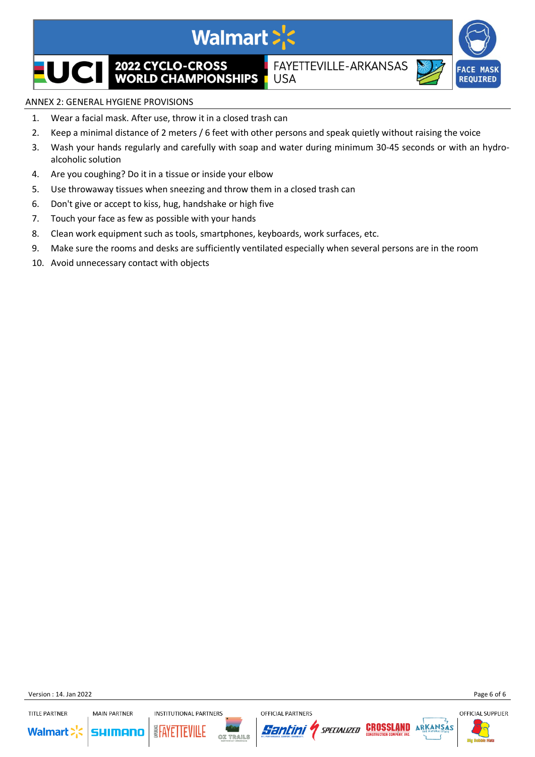## ANNEX 2: GENERAL HYGIENE PROVISIONS

1. Wear a facial mask. After use, throw it in a closed trash can
2. Keep a minimal distance of 2 meters / 6 feet with other persons and speak quietly without raising the voice
3. Wash your hands regularly and carefully with soap and water during minimum 30-45 seconds or with an hydro-alcoholic solution
4. Are you coughing? Do it in a tissue or inside your elbow
5. Use throwaway tissues when sneezing and throw them in a closed trash can
6. Don't give or accept to kiss, hug, handshake or high five
7. Touch your face as few as possible with your hands
8. Clean work equipment such as tools, smartphones, keyboards, work surfaces, etc.
9. Make sure the rooms and desks are sufficiently ventilated especially when several persons are in the room
10. Avoid unnecessary contact with objects